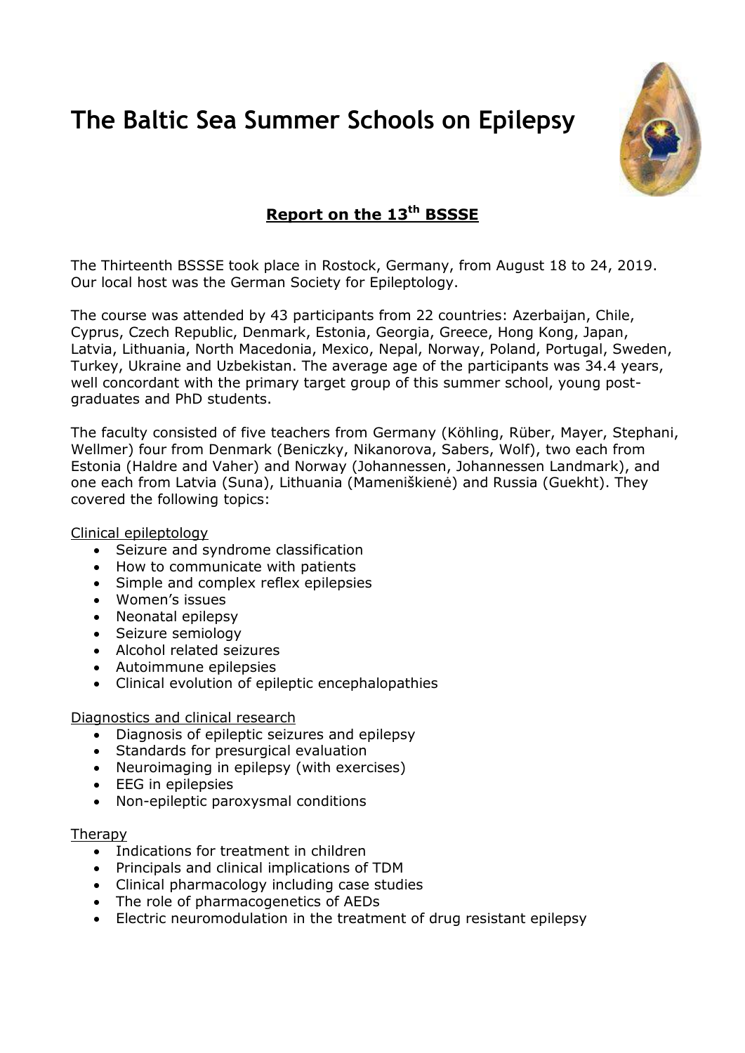# The Baltic Sea Summer Schools on Epilepsy

## Report on the 13th BSSSE

The Thirteenth BSSSE took place in Rostock, Germany, from August 18 to 24, 2019. Our local host was the German Society for Epileptology.

The course was attended by 43 participants from 22 countries: Azerbaijan, Chile, Cyprus, Czech Republic, Denmark, Estonia, Georgia, Greece, Hong Kong, Japan, Latvia, Lithuania, North Macedonia, Mexico, Nepal, Norway, Poland, Portugal, Sweden, Turkey, Ukraine and Uzbekistan. The average age of the participants was 34.4 years, well concordant with the primary target group of this summer school, young post-graduates and PhD students.

The faculty consisted of five teachers from Germany (Köhling, Rüber, Mayer, Stephani, Wellmer) four from Denmark (Beniczky, Nikanorova, Sabers, Wolf), two each from Estonia (Haldre and Vaher) and Norway (Johannessen, Johannessen Landmark), and one each from Latvia (Suna), Lithuania (Mameniškienė) and Russia (Guekht). They covered the following topics:

Clinical epileptology

- Seizure and syndrome classification
- How to communicate with patients
- Simple and complex reflex epilepsies
- Women's issues
- Neonatal epilepsy
- Seizure semiology
- Alcohol related seizures
- Autoimmune epilepsies
- Clinical evolution of epileptic encephalopathies

Diagnostics and clinical research

- Diagnosis of epileptic seizures and epilepsy
- Standards for presurgical evaluation
- Neuroimaging in epilepsy (with exercises)
- EEG in epilepsies
- Non-epileptic paroxysmal conditions

Therapy

- Indications for treatment in children
- Principals and clinical implications of TDM
- Clinical pharmacology including case studies
- The role of pharmacogenetics of AEDs
- Electric neuromodulation in the treatment of drug resistant epilepsy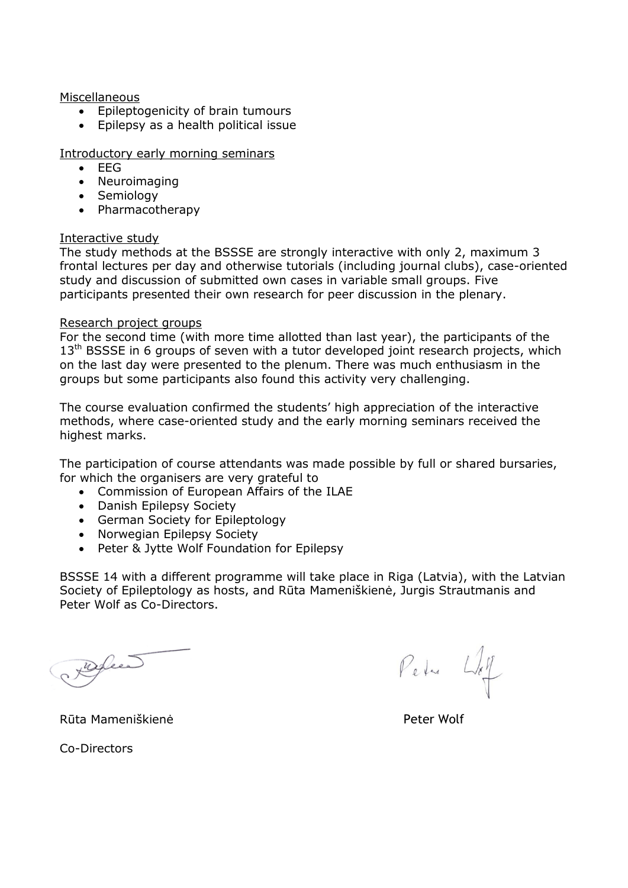Miscellaneous

- Epileptogenicity of brain tumours
- Epilepsy as a health political issue

Introductory early morning seminars

- EEG
- Neuroimaging
- Semiology
- Pharmacotherapy

Interactive study

The study methods at the BSSSE are strongly interactive with only 2, maximum 3 frontal lectures per day and otherwise tutorials (including journal clubs), case-oriented study and discussion of submitted own cases in variable small groups. Five participants presented their own research for peer discussion in the plenary.

Research project groups

For the second time (with more time allotted than last year), the participants of the 13th BSSSE in 6 groups of seven with a tutor developed joint research projects, which on the last day were presented to the plenum. There was much enthusiasm in the groups but some participants also found this activity very challenging.

The course evaluation confirmed the students' high appreciation of the interactive methods, where case-oriented study and the early morning seminars received the highest marks.

The participation of course attendants was made possible by full or shared bursaries, for which the organisers are very grateful to

- Commission of European Affairs of the ILAE
- Danish Epilepsy Society
- German Society for Epileptology
- Norwegian Epilepsy Society
- Peter & Jytte Wolf Foundation for Epilepsy

BSSSE 14 with a different programme will take place in Riga (Latvia), with the Latvian Society of Epileptology as hosts, and Rūta Mameniškienė, Jurgis Strautmanis and Peter Wolf as Co-Directors.

Rūta Mameniškienė — Peter Wolf

Co-Directors